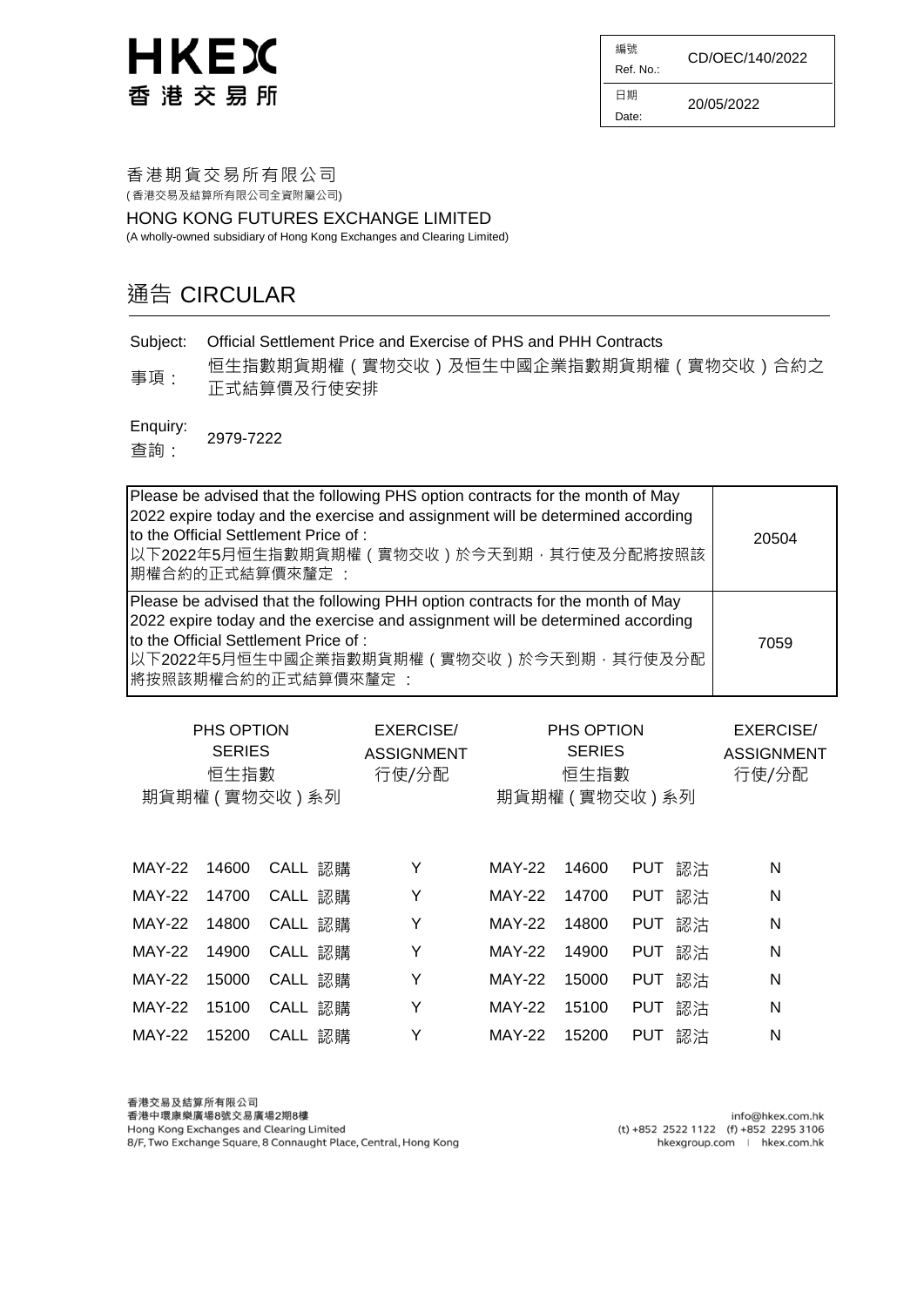HKEX
香港交易所

| 編號 Ref. No.: | CD/OEC/140/2022 |
|---|---|
| 日期 Date: | 20/05/2022 |

香港期貨交易所有限公司
(香港交易及結算所有限公司全資附屬公司)

HONG KONG FUTURES EXCHANGE LIMITED
(A wholly-owned subsidiary of Hong Kong Exchanges and Clearing Limited)

# 通告 CIRCULAR

Subject: Official Settlement Price and Exercise of PHS and PHH Contracts

事項：恒生指數期貨期權（實物交收）及恒生中國企業指數期貨期權（實物交收）合約之正式結算價及行使安排

Enquiry: 2979-7222
查詢：

| | |
|---|---|
| Please be advised that the following PHS option contracts for the month of May 2022 expire today and the exercise and assignment will be determined according to the Official Settlement Price of :<br>以下2022年5月恒生指數期貨期權（實物交收）於今天到期，其行使及分配將按照該期權合約的正式結算價來釐定 ： | 20504 |
| Please be advised that the following PHH option contracts for the month of May 2022 expire today and the exercise and assignment will be determined according to the Official Settlement Price of :<br>以下2022年5月恒生中國企業指數期貨期權（實物交收）於今天到期，其行使及分配將按照該期權合約的正式結算價來釐定 ： | 7059 |

| PHS OPTION SERIES 恒生指數期貨期權（實物交收）系列 | | | EXERCISE/ ASSIGNMENT 行使/分配 | PHS OPTION SERIES 恒生指數期貨期權（實物交收）系列 | | | EXERCISE/ ASSIGNMENT 行使/分配 |
|---|---|---|---|---|---|---|---|
| MAY-22 | 14600 | CALL 認購 | Y | MAY-22 | 14600 | PUT 認沽 | N |
| MAY-22 | 14700 | CALL 認購 | Y | MAY-22 | 14700 | PUT 認沽 | N |
| MAY-22 | 14800 | CALL 認購 | Y | MAY-22 | 14800 | PUT 認沽 | N |
| MAY-22 | 14900 | CALL 認購 | Y | MAY-22 | 14900 | PUT 認沽 | N |
| MAY-22 | 15000 | CALL 認購 | Y | MAY-22 | 15000 | PUT 認沽 | N |
| MAY-22 | 15100 | CALL 認購 | Y | MAY-22 | 15100 | PUT 認沽 | N |
| MAY-22 | 15200 | CALL 認購 | Y | MAY-22 | 15200 | PUT 認沽 | N |

香港交易及結算所有限公司
香港中環康樂廣場8號交易廣場2期8樓
Hong Kong Exchanges and Clearing Limited
8/F, Two Exchange Square, 8 Connaught Place, Central, Hong Kong

info@hkex.com.hk
(t) +852 2522 1122 (f) +852 2295 3106
hkexgroup.com | hkex.com.hk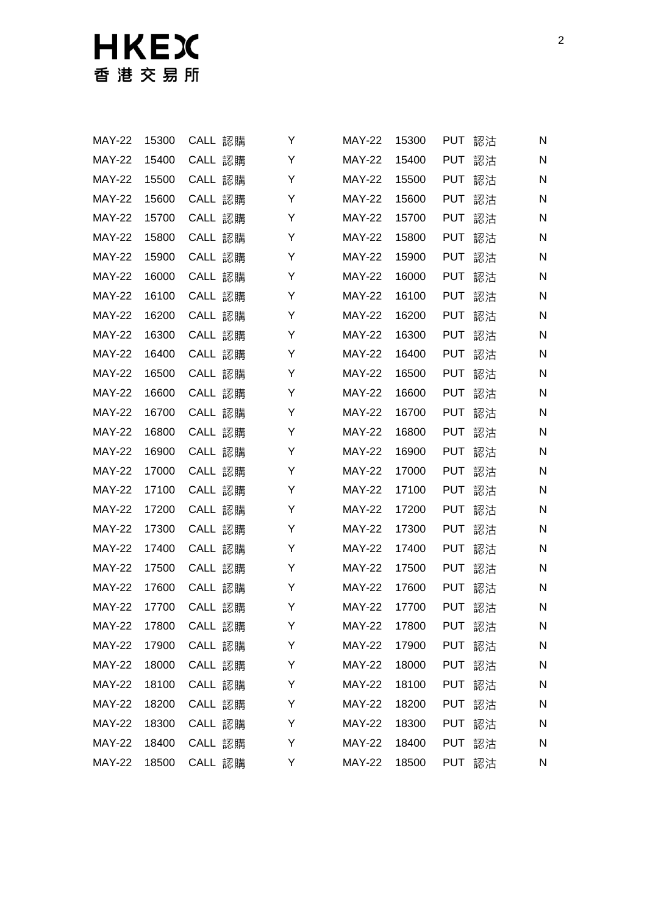| | | | | | | | | | |
|---|---|---|---|---|---|---|---|---|---|
| MAY-22 | 15300 | CALL | 認購 | Y | MAY-22 | 15300 | PUT | 認沽 | N |
| MAY-22 | 15400 | CALL | 認購 | Y | MAY-22 | 15400 | PUT | 認沽 | N |
| MAY-22 | 15500 | CALL | 認購 | Y | MAY-22 | 15500 | PUT | 認沽 | N |
| MAY-22 | 15600 | CALL | 認購 | Y | MAY-22 | 15600 | PUT | 認沽 | N |
| MAY-22 | 15700 | CALL | 認購 | Y | MAY-22 | 15700 | PUT | 認沽 | N |
| MAY-22 | 15800 | CALL | 認購 | Y | MAY-22 | 15800 | PUT | 認沽 | N |
| MAY-22 | 15900 | CALL | 認購 | Y | MAY-22 | 15900 | PUT | 認沽 | N |
| MAY-22 | 16000 | CALL | 認購 | Y | MAY-22 | 16000 | PUT | 認沽 | N |
| MAY-22 | 16100 | CALL | 認購 | Y | MAY-22 | 16100 | PUT | 認沽 | N |
| MAY-22 | 16200 | CALL | 認購 | Y | MAY-22 | 16200 | PUT | 認沽 | N |
| MAY-22 | 16300 | CALL | 認購 | Y | MAY-22 | 16300 | PUT | 認沽 | N |
| MAY-22 | 16400 | CALL | 認購 | Y | MAY-22 | 16400 | PUT | 認沽 | N |
| MAY-22 | 16500 | CALL | 認購 | Y | MAY-22 | 16500 | PUT | 認沽 | N |
| MAY-22 | 16600 | CALL | 認購 | Y | MAY-22 | 16600 | PUT | 認沽 | N |
| MAY-22 | 16700 | CALL | 認購 | Y | MAY-22 | 16700 | PUT | 認沽 | N |
| MAY-22 | 16800 | CALL | 認購 | Y | MAY-22 | 16800 | PUT | 認沽 | N |
| MAY-22 | 16900 | CALL | 認購 | Y | MAY-22 | 16900 | PUT | 認沽 | N |
| MAY-22 | 17000 | CALL | 認購 | Y | MAY-22 | 17000 | PUT | 認沽 | N |
| MAY-22 | 17100 | CALL | 認購 | Y | MAY-22 | 17100 | PUT | 認沽 | N |
| MAY-22 | 17200 | CALL | 認購 | Y | MAY-22 | 17200 | PUT | 認沽 | N |
| MAY-22 | 17300 | CALL | 認購 | Y | MAY-22 | 17300 | PUT | 認沽 | N |
| MAY-22 | 17400 | CALL | 認購 | Y | MAY-22 | 17400 | PUT | 認沽 | N |
| MAY-22 | 17500 | CALL | 認購 | Y | MAY-22 | 17500 | PUT | 認沽 | N |
| MAY-22 | 17600 | CALL | 認購 | Y | MAY-22 | 17600 | PUT | 認沽 | N |
| MAY-22 | 17700 | CALL | 認購 | Y | MAY-22 | 17700 | PUT | 認沽 | N |
| MAY-22 | 17800 | CALL | 認購 | Y | MAY-22 | 17800 | PUT | 認沽 | N |
| MAY-22 | 17900 | CALL | 認購 | Y | MAY-22 | 17900 | PUT | 認沽 | N |
| MAY-22 | 18000 | CALL | 認購 | Y | MAY-22 | 18000 | PUT | 認沽 | N |
| MAY-22 | 18100 | CALL | 認購 | Y | MAY-22 | 18100 | PUT | 認沽 | N |
| MAY-22 | 18200 | CALL | 認購 | Y | MAY-22 | 18200 | PUT | 認沽 | N |
| MAY-22 | 18300 | CALL | 認購 | Y | MAY-22 | 18300 | PUT | 認沽 | N |
| MAY-22 | 18400 | CALL | 認購 | Y | MAY-22 | 18400 | PUT | 認沽 | N |
| MAY-22 | 18500 | CALL | 認購 | Y | MAY-22 | 18500 | PUT | 認沽 | N |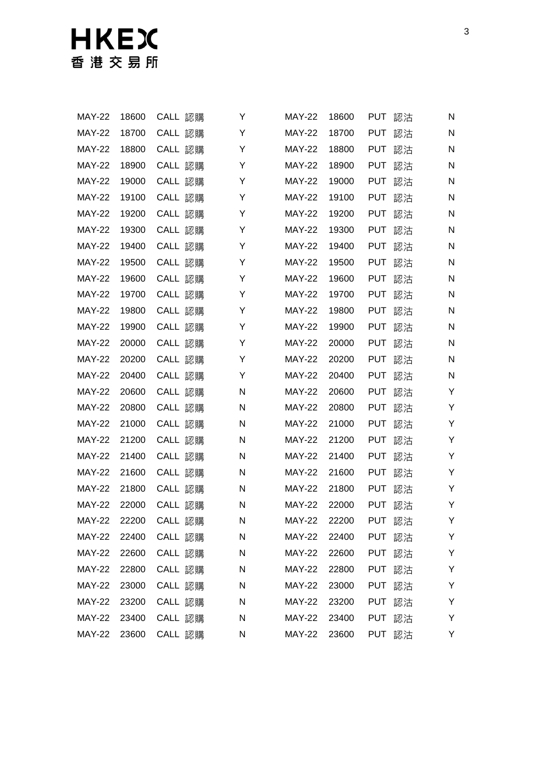| | | | | | | | | | |
|---|---|---|---|---|---|---|---|---|---|
| MAY-22 | 18600 | CALL | 認購 | Y | MAY-22 | 18600 | PUT | 認沽 | N |
| MAY-22 | 18700 | CALL | 認購 | Y | MAY-22 | 18700 | PUT | 認沽 | N |
| MAY-22 | 18800 | CALL | 認購 | Y | MAY-22 | 18800 | PUT | 認沽 | N |
| MAY-22 | 18900 | CALL | 認購 | Y | MAY-22 | 18900 | PUT | 認沽 | N |
| MAY-22 | 19000 | CALL | 認購 | Y | MAY-22 | 19000 | PUT | 認沽 | N |
| MAY-22 | 19100 | CALL | 認購 | Y | MAY-22 | 19100 | PUT | 認沽 | N |
| MAY-22 | 19200 | CALL | 認購 | Y | MAY-22 | 19200 | PUT | 認沽 | N |
| MAY-22 | 19300 | CALL | 認購 | Y | MAY-22 | 19300 | PUT | 認沽 | N |
| MAY-22 | 19400 | CALL | 認購 | Y | MAY-22 | 19400 | PUT | 認沽 | N |
| MAY-22 | 19500 | CALL | 認購 | Y | MAY-22 | 19500 | PUT | 認沽 | N |
| MAY-22 | 19600 | CALL | 認購 | Y | MAY-22 | 19600 | PUT | 認沽 | N |
| MAY-22 | 19700 | CALL | 認購 | Y | MAY-22 | 19700 | PUT | 認沽 | N |
| MAY-22 | 19800 | CALL | 認購 | Y | MAY-22 | 19800 | PUT | 認沽 | N |
| MAY-22 | 19900 | CALL | 認購 | Y | MAY-22 | 19900 | PUT | 認沽 | N |
| MAY-22 | 20000 | CALL | 認購 | Y | MAY-22 | 20000 | PUT | 認沽 | N |
| MAY-22 | 20200 | CALL | 認購 | Y | MAY-22 | 20200 | PUT | 認沽 | N |
| MAY-22 | 20400 | CALL | 認購 | Y | MAY-22 | 20400 | PUT | 認沽 | N |
| MAY-22 | 20600 | CALL | 認購 | N | MAY-22 | 20600 | PUT | 認沽 | Y |
| MAY-22 | 20800 | CALL | 認購 | N | MAY-22 | 20800 | PUT | 認沽 | Y |
| MAY-22 | 21000 | CALL | 認購 | N | MAY-22 | 21000 | PUT | 認沽 | Y |
| MAY-22 | 21200 | CALL | 認購 | N | MAY-22 | 21200 | PUT | 認沽 | Y |
| MAY-22 | 21400 | CALL | 認購 | N | MAY-22 | 21400 | PUT | 認沽 | Y |
| MAY-22 | 21600 | CALL | 認購 | N | MAY-22 | 21600 | PUT | 認沽 | Y |
| MAY-22 | 21800 | CALL | 認購 | N | MAY-22 | 21800 | PUT | 認沽 | Y |
| MAY-22 | 22000 | CALL | 認購 | N | MAY-22 | 22000 | PUT | 認沽 | Y |
| MAY-22 | 22200 | CALL | 認購 | N | MAY-22 | 22200 | PUT | 認沽 | Y |
| MAY-22 | 22400 | CALL | 認購 | N | MAY-22 | 22400 | PUT | 認沽 | Y |
| MAY-22 | 22600 | CALL | 認購 | N | MAY-22 | 22600 | PUT | 認沽 | Y |
| MAY-22 | 22800 | CALL | 認購 | N | MAY-22 | 22800 | PUT | 認沽 | Y |
| MAY-22 | 23000 | CALL | 認購 | N | MAY-22 | 23000 | PUT | 認沽 | Y |
| MAY-22 | 23200 | CALL | 認購 | N | MAY-22 | 23200 | PUT | 認沽 | Y |
| MAY-22 | 23400 | CALL | 認購 | N | MAY-22 | 23400 | PUT | 認沽 | Y |
| MAY-22 | 23600 | CALL | 認購 | N | MAY-22 | 23600 | PUT | 認沽 | Y |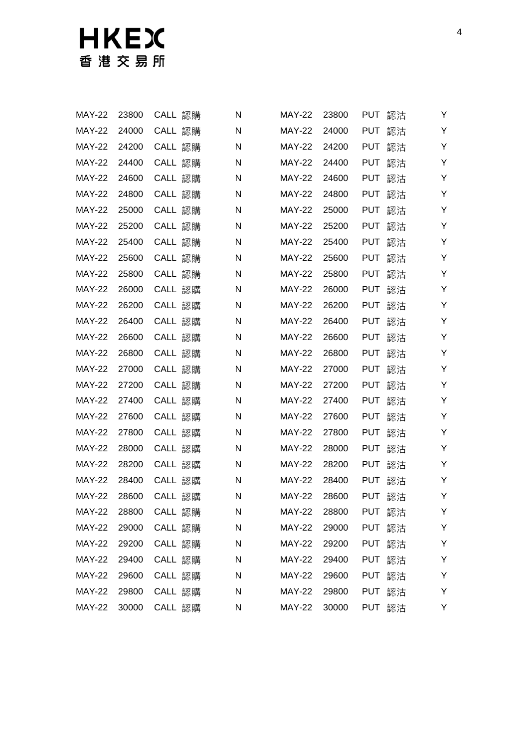| | | | | | | | | | |
|---|---|---|---|---|---|---|---|---|---|
| MAY-22 | 23800 | CALL | 認購 | N | MAY-22 | 23800 | PUT | 認沽 | Y |
| MAY-22 | 24000 | CALL | 認購 | N | MAY-22 | 24000 | PUT | 認沽 | Y |
| MAY-22 | 24200 | CALL | 認購 | N | MAY-22 | 24200 | PUT | 認沽 | Y |
| MAY-22 | 24400 | CALL | 認購 | N | MAY-22 | 24400 | PUT | 認沽 | Y |
| MAY-22 | 24600 | CALL | 認購 | N | MAY-22 | 24600 | PUT | 認沽 | Y |
| MAY-22 | 24800 | CALL | 認購 | N | MAY-22 | 24800 | PUT | 認沽 | Y |
| MAY-22 | 25000 | CALL | 認購 | N | MAY-22 | 25000 | PUT | 認沽 | Y |
| MAY-22 | 25200 | CALL | 認購 | N | MAY-22 | 25200 | PUT | 認沽 | Y |
| MAY-22 | 25400 | CALL | 認購 | N | MAY-22 | 25400 | PUT | 認沽 | Y |
| MAY-22 | 25600 | CALL | 認購 | N | MAY-22 | 25600 | PUT | 認沽 | Y |
| MAY-22 | 25800 | CALL | 認購 | N | MAY-22 | 25800 | PUT | 認沽 | Y |
| MAY-22 | 26000 | CALL | 認購 | N | MAY-22 | 26000 | PUT | 認沽 | Y |
| MAY-22 | 26200 | CALL | 認購 | N | MAY-22 | 26200 | PUT | 認沽 | Y |
| MAY-22 | 26400 | CALL | 認購 | N | MAY-22 | 26400 | PUT | 認沽 | Y |
| MAY-22 | 26600 | CALL | 認購 | N | MAY-22 | 26600 | PUT | 認沽 | Y |
| MAY-22 | 26800 | CALL | 認購 | N | MAY-22 | 26800 | PUT | 認沽 | Y |
| MAY-22 | 27000 | CALL | 認購 | N | MAY-22 | 27000 | PUT | 認沽 | Y |
| MAY-22 | 27200 | CALL | 認購 | N | MAY-22 | 27200 | PUT | 認沽 | Y |
| MAY-22 | 27400 | CALL | 認購 | N | MAY-22 | 27400 | PUT | 認沽 | Y |
| MAY-22 | 27600 | CALL | 認購 | N | MAY-22 | 27600 | PUT | 認沽 | Y |
| MAY-22 | 27800 | CALL | 認購 | N | MAY-22 | 27800 | PUT | 認沽 | Y |
| MAY-22 | 28000 | CALL | 認購 | N | MAY-22 | 28000 | PUT | 認沽 | Y |
| MAY-22 | 28200 | CALL | 認購 | N | MAY-22 | 28200 | PUT | 認沽 | Y |
| MAY-22 | 28400 | CALL | 認購 | N | MAY-22 | 28400 | PUT | 認沽 | Y |
| MAY-22 | 28600 | CALL | 認購 | N | MAY-22 | 28600 | PUT | 認沽 | Y |
| MAY-22 | 28800 | CALL | 認購 | N | MAY-22 | 28800 | PUT | 認沽 | Y |
| MAY-22 | 29000 | CALL | 認購 | N | MAY-22 | 29000 | PUT | 認沽 | Y |
| MAY-22 | 29200 | CALL | 認購 | N | MAY-22 | 29200 | PUT | 認沽 | Y |
| MAY-22 | 29400 | CALL | 認購 | N | MAY-22 | 29400 | PUT | 認沽 | Y |
| MAY-22 | 29600 | CALL | 認購 | N | MAY-22 | 29600 | PUT | 認沽 | Y |
| MAY-22 | 29800 | CALL | 認購 | N | MAY-22 | 29800 | PUT | 認沽 | Y |
| MAY-22 | 30000 | CALL | 認購 | N | MAY-22 | 30000 | PUT | 認沽 | Y |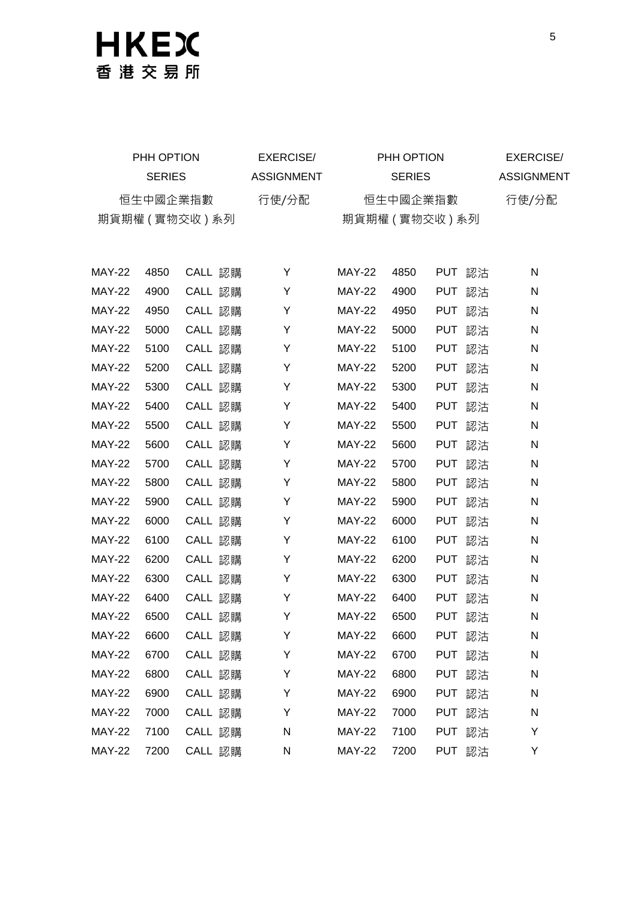| PHH OPTION SERIES 恒生中國企業指數期貨期權(實物交收)系列 | | | EXERCISE/ ASSIGNMENT 行使/分配 | PHH OPTION SERIES 恒生中國企業指數期貨期權(實物交收)系列 | | | EXERCISE/ ASSIGNMENT 行使/分配 |
|---|---|---|---|---|---|---|---|
| MAY-22 | 4850 | CALL 認購 | Y | MAY-22 | 4850 | PUT 認沽 | N |
| MAY-22 | 4900 | CALL 認購 | Y | MAY-22 | 4900 | PUT 認沽 | N |
| MAY-22 | 4950 | CALL 認購 | Y | MAY-22 | 4950 | PUT 認沽 | N |
| MAY-22 | 5000 | CALL 認購 | Y | MAY-22 | 5000 | PUT 認沽 | N |
| MAY-22 | 5100 | CALL 認購 | Y | MAY-22 | 5100 | PUT 認沽 | N |
| MAY-22 | 5200 | CALL 認購 | Y | MAY-22 | 5200 | PUT 認沽 | N |
| MAY-22 | 5300 | CALL 認購 | Y | MAY-22 | 5300 | PUT 認沽 | N |
| MAY-22 | 5400 | CALL 認購 | Y | MAY-22 | 5400 | PUT 認沽 | N |
| MAY-22 | 5500 | CALL 認購 | Y | MAY-22 | 5500 | PUT 認沽 | N |
| MAY-22 | 5600 | CALL 認購 | Y | MAY-22 | 5600 | PUT 認沽 | N |
| MAY-22 | 5700 | CALL 認購 | Y | MAY-22 | 5700 | PUT 認沽 | N |
| MAY-22 | 5800 | CALL 認購 | Y | MAY-22 | 5800 | PUT 認沽 | N |
| MAY-22 | 5900 | CALL 認購 | Y | MAY-22 | 5900 | PUT 認沽 | N |
| MAY-22 | 6000 | CALL 認購 | Y | MAY-22 | 6000 | PUT 認沽 | N |
| MAY-22 | 6100 | CALL 認購 | Y | MAY-22 | 6100 | PUT 認沽 | N |
| MAY-22 | 6200 | CALL 認購 | Y | MAY-22 | 6200 | PUT 認沽 | N |
| MAY-22 | 6300 | CALL 認購 | Y | MAY-22 | 6300 | PUT 認沽 | N |
| MAY-22 | 6400 | CALL 認購 | Y | MAY-22 | 6400 | PUT 認沽 | N |
| MAY-22 | 6500 | CALL 認購 | Y | MAY-22 | 6500 | PUT 認沽 | N |
| MAY-22 | 6600 | CALL 認購 | Y | MAY-22 | 6600 | PUT 認沽 | N |
| MAY-22 | 6700 | CALL 認購 | Y | MAY-22 | 6700 | PUT 認沽 | N |
| MAY-22 | 6800 | CALL 認購 | Y | MAY-22 | 6800 | PUT 認沽 | N |
| MAY-22 | 6900 | CALL 認購 | Y | MAY-22 | 6900 | PUT 認沽 | N |
| MAY-22 | 7000 | CALL 認購 | Y | MAY-22 | 7000 | PUT 認沽 | N |
| MAY-22 | 7100 | CALL 認購 | N | MAY-22 | 7100 | PUT 認沽 | Y |
| MAY-22 | 7200 | CALL 認購 | N | MAY-22 | 7200 | PUT 認沽 | Y |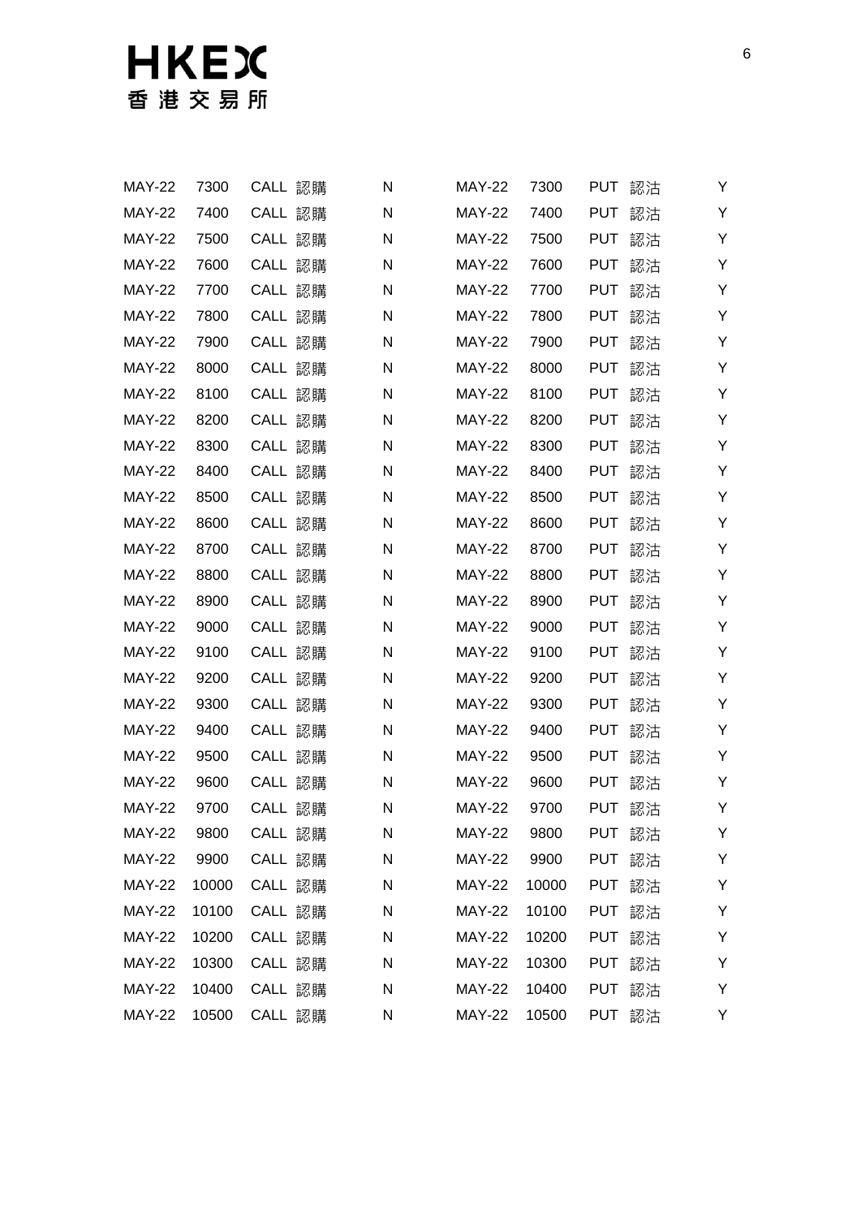| | | | | | | | | |
|---|---|---|---|---|---|---|---|---|
| MAY-22 | 7300 | CALL 認購 | N | | MAY-22 | 7300 | PUT 認沽 | Y |
| MAY-22 | 7400 | CALL 認購 | N | | MAY-22 | 7400 | PUT 認沽 | Y |
| MAY-22 | 7500 | CALL 認購 | N | | MAY-22 | 7500 | PUT 認沽 | Y |
| MAY-22 | 7600 | CALL 認購 | N | | MAY-22 | 7600 | PUT 認沽 | Y |
| MAY-22 | 7700 | CALL 認購 | N | | MAY-22 | 7700 | PUT 認沽 | Y |
| MAY-22 | 7800 | CALL 認購 | N | | MAY-22 | 7800 | PUT 認沽 | Y |
| MAY-22 | 7900 | CALL 認購 | N | | MAY-22 | 7900 | PUT 認沽 | Y |
| MAY-22 | 8000 | CALL 認購 | N | | MAY-22 | 8000 | PUT 認沽 | Y |
| MAY-22 | 8100 | CALL 認購 | N | | MAY-22 | 8100 | PUT 認沽 | Y |
| MAY-22 | 8200 | CALL 認購 | N | | MAY-22 | 8200 | PUT 認沽 | Y |
| MAY-22 | 8300 | CALL 認購 | N | | MAY-22 | 8300 | PUT 認沽 | Y |
| MAY-22 | 8400 | CALL 認購 | N | | MAY-22 | 8400 | PUT 認沽 | Y |
| MAY-22 | 8500 | CALL 認購 | N | | MAY-22 | 8500 | PUT 認沽 | Y |
| MAY-22 | 8600 | CALL 認購 | N | | MAY-22 | 8600 | PUT 認沽 | Y |
| MAY-22 | 8700 | CALL 認購 | N | | MAY-22 | 8700 | PUT 認沽 | Y |
| MAY-22 | 8800 | CALL 認購 | N | | MAY-22 | 8800 | PUT 認沽 | Y |
| MAY-22 | 8900 | CALL 認購 | N | | MAY-22 | 8900 | PUT 認沽 | Y |
| MAY-22 | 9000 | CALL 認購 | N | | MAY-22 | 9000 | PUT 認沽 | Y |
| MAY-22 | 9100 | CALL 認購 | N | | MAY-22 | 9100 | PUT 認沽 | Y |
| MAY-22 | 9200 | CALL 認購 | N | | MAY-22 | 9200 | PUT 認沽 | Y |
| MAY-22 | 9300 | CALL 認購 | N | | MAY-22 | 9300 | PUT 認沽 | Y |
| MAY-22 | 9400 | CALL 認購 | N | | MAY-22 | 9400 | PUT 認沽 | Y |
| MAY-22 | 9500 | CALL 認購 | N | | MAY-22 | 9500 | PUT 認沽 | Y |
| MAY-22 | 9600 | CALL 認購 | N | | MAY-22 | 9600 | PUT 認沽 | Y |
| MAY-22 | 9700 | CALL 認購 | N | | MAY-22 | 9700 | PUT 認沽 | Y |
| MAY-22 | 9800 | CALL 認購 | N | | MAY-22 | 9800 | PUT 認沽 | Y |
| MAY-22 | 9900 | CALL 認購 | N | | MAY-22 | 9900 | PUT 認沽 | Y |
| MAY-22 | 10000 | CALL 認購 | N | | MAY-22 | 10000 | PUT 認沽 | Y |
| MAY-22 | 10100 | CALL 認購 | N | | MAY-22 | 10100 | PUT 認沽 | Y |
| MAY-22 | 10200 | CALL 認購 | N | | MAY-22 | 10200 | PUT 認沽 | Y |
| MAY-22 | 10300 | CALL 認購 | N | | MAY-22 | 10300 | PUT 認沽 | Y |
| MAY-22 | 10400 | CALL 認購 | N | | MAY-22 | 10400 | PUT 認沽 | Y |
| MAY-22 | 10500 | CALL 認購 | N | | MAY-22 | 10500 | PUT 認沽 | Y |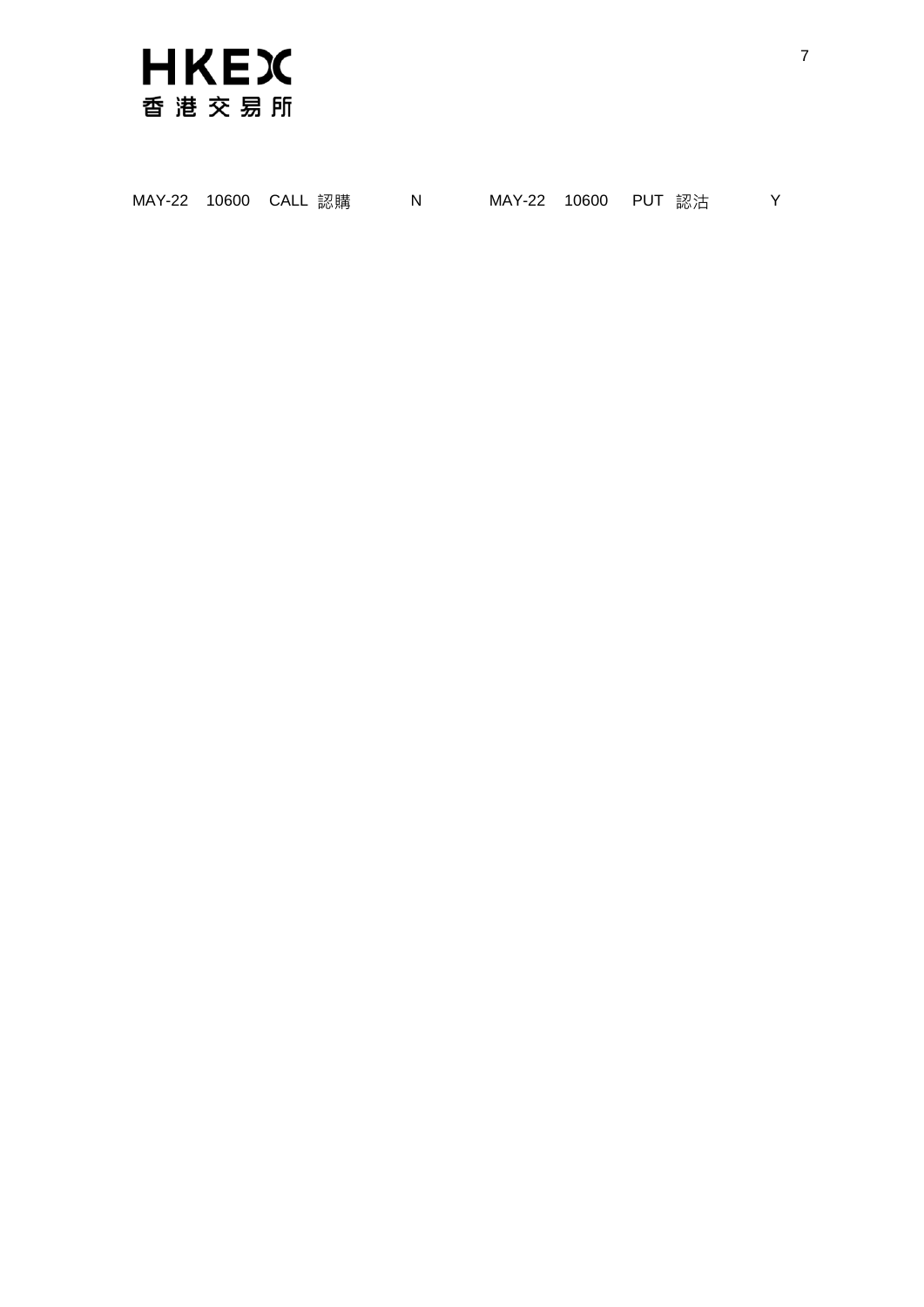| MAY-22 | 10600 | CALL 認購 | N | MAY-22 | 10600 | PUT 認沽 | Y |
|---|---|---|---|---|---|---|---|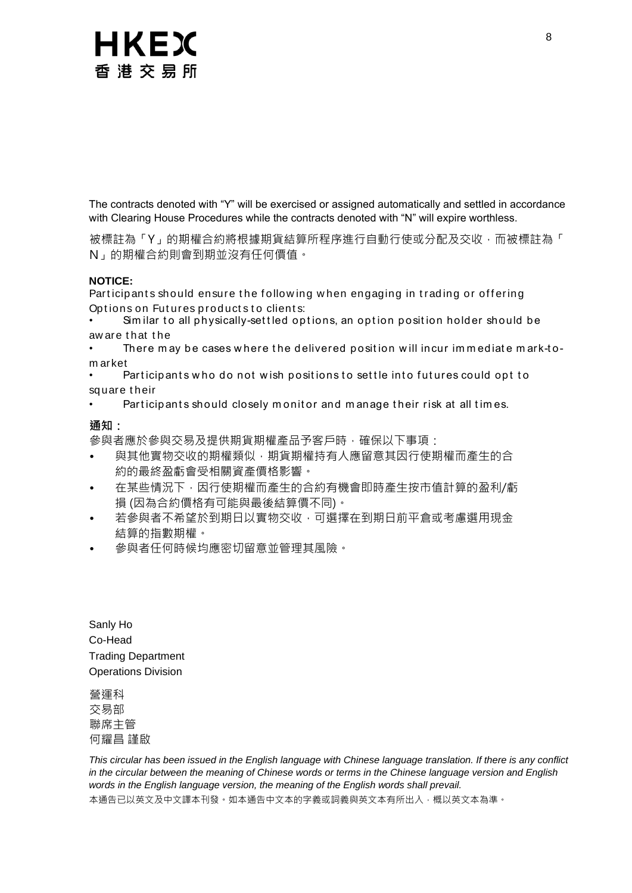The contracts denoted with “Y” will be exercised or assigned automatically and settled in accordance with Clearing House Procedures while the contracts denoted with “N” will expire worthless.

被標註為「Y」的期權合約將根據期貨結算所程序進行自動行使或分配及交收，而被標註為「N」的期權合約則會到期並沒有任何價值。

**NOTICE:**

Participants should ensure the following when engaging in trading or offering Options on Futures products to clients:

- Similar to all physically-settled options, an option position holder should be aware that the
- There may be cases where the delivered position will incur immediate mark-to-market
- Participants who do not wish positions to settle into futures could opt to square their
- Participants should closely monitor and manage their risk at all times.

**通知：**

參與者應於參與交易及提供期貨期權產品予客戶時，確保以下事項：

- 與其他實物交收的期權類似，期貨期權持有人應留意其因行使期權而產生的合約的最終盈虧會受相關資產價格影響。
- 在某些情況下，因行使期權而產生的合約有機會即時產生按市值計算的盈利/虧損 (因為合約價格有可能與最後結算價不同)。
- 若參與者不希望於到期日以實物交收，可選擇在到期日前平倉或考慮選用現金結算的指數期權。
- 參與者任何時候均應密切留意並管理其風險。

Sanly Ho
Co-Head
Trading Department
Operations Division

營運科
交易部
聯席主管
何耀昌 謹啟

*This circular has been issued in the English language with Chinese language translation. If there is any conflict in the circular between the meaning of Chinese words or terms in the Chinese language version and English words in the English language version, the meaning of the English words shall prevail.*

本通告已以英文及中文譯本刊發。如本通告中文本的字義或詞義與英文本有所出入，概以英文本為準。